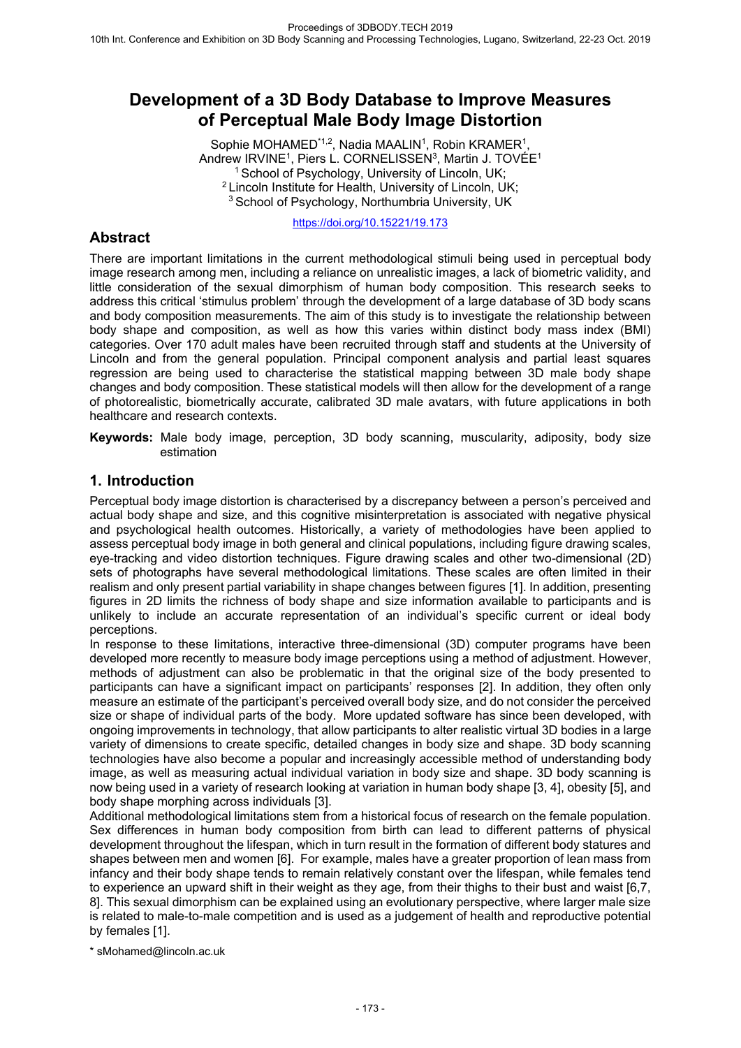# Development of a 3D Body Database to Improve Measures of Perceptual Male Body Image Distortion

Sophie MOHAMED[*1,2], Nadia MAALIN[1], Robin KRAMER[1], Andrew IRVINE[1], Piers L. CORNELISSEN[3], Martin J. TOVÉE[1]

[1] School of Psychology, University of Lincoln, UK;
[2] Lincoln Institute for Health, University of Lincoln, UK;
[3] School of Psychology, Northumbria University, UK

https://doi.org/10.15221/19.173

## Abstract

There are important limitations in the current methodological stimuli being used in perceptual body image research among men, including a reliance on unrealistic images, a lack of biometric validity, and little consideration of the sexual dimorphism of human body composition. This research seeks to address this critical 'stimulus problem' through the development of a large database of 3D body scans and body composition measurements. The aim of this study is to investigate the relationship between body shape and composition, as well as how this varies within distinct body mass index (BMI) categories. Over 170 adult males have been recruited through staff and students at the University of Lincoln and from the general population. Principal component analysis and partial least squares regression are being used to characterise the statistical mapping between 3D male body shape changes and body composition. These statistical models will then allow for the development of a range of photorealistic, biometrically accurate, calibrated 3D male avatars, with future applications in both healthcare and research contexts.

**Keywords:** Male body image, perception, 3D body scanning, muscularity, adiposity, body size estimation

## 1. Introduction

Perceptual body image distortion is characterised by a discrepancy between a person's perceived and actual body shape and size, and this cognitive misinterpretation is associated with negative physical and psychological health outcomes. Historically, a variety of methodologies have been applied to assess perceptual body image in both general and clinical populations, including figure drawing scales, eye-tracking and video distortion techniques. Figure drawing scales and other two-dimensional (2D) sets of photographs have several methodological limitations. These scales are often limited in their realism and only present partial variability in shape changes between figures [1]. In addition, presenting figures in 2D limits the richness of body shape and size information available to participants and is unlikely to include an accurate representation of an individual's specific current or ideal body perceptions.

In response to these limitations, interactive three-dimensional (3D) computer programs have been developed more recently to measure body image perceptions using a method of adjustment. However, methods of adjustment can also be problematic in that the original size of the body presented to participants can have a significant impact on participants' responses [2]. In addition, they often only measure an estimate of the participant's perceived overall body size, and do not consider the perceived size or shape of individual parts of the body. More updated software has since been developed, with ongoing improvements in technology, that allow participants to alter realistic virtual 3D bodies in a large variety of dimensions to create specific, detailed changes in body size and shape. 3D body scanning technologies have also become a popular and increasingly accessible method of understanding body image, as well as measuring actual individual variation in body size and shape. 3D body scanning is now being used in a variety of research looking at variation in human body shape [3, 4], obesity [5], and body shape morphing across individuals [3].

Additional methodological limitations stem from a historical focus of research on the female population. Sex differences in human body composition from birth can lead to different patterns of physical development throughout the lifespan, which in turn result in the formation of different body statures and shapes between men and women [6]. For example, males have a greater proportion of lean mass from infancy and their body shape tends to remain relatively constant over the lifespan, while females tend to experience an upward shift in their weight as they age, from their thighs to their bust and waist [6,7, 8]. This sexual dimorphism can be explained using an evolutionary perspective, where larger male size is related to male-to-male competition and is used as a judgement of health and reproductive potential by females [1].

* sMohamed@lincoln.ac.uk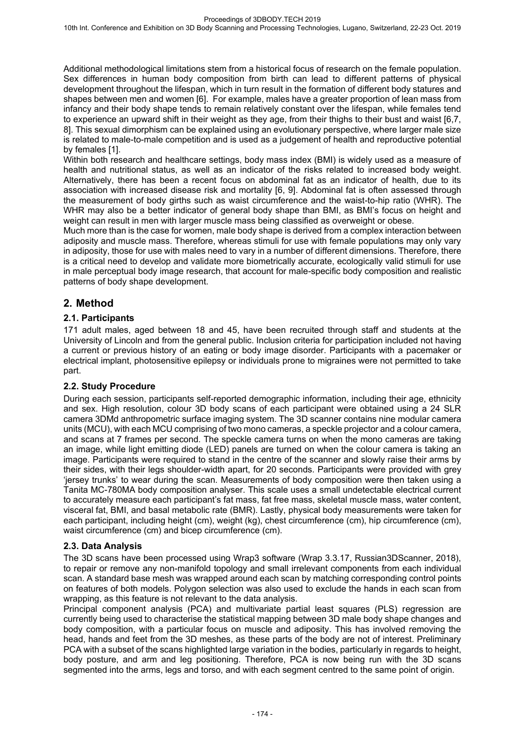Additional methodological limitations stem from a historical focus of research on the female population. Sex differences in human body composition from birth can lead to different patterns of physical development throughout the lifespan, which in turn result in the formation of different body statures and shapes between men and women [6]. For example, males have a greater proportion of lean mass from infancy and their body shape tends to remain relatively constant over the lifespan, while females tend to experience an upward shift in their weight as they age, from their thighs to their bust and waist [6,7, 8]. This sexual dimorphism can be explained using an evolutionary perspective, where larger male size is related to male-to-male competition and is used as a judgement of health and reproductive potential by females [1].

Within both research and healthcare settings, body mass index (BMI) is widely used as a measure of health and nutritional status, as well as an indicator of the risks related to increased body weight. Alternatively, there has been a recent focus on abdominal fat as an indicator of health, due to its association with increased disease risk and mortality [6, 9]. Abdominal fat is often assessed through the measurement of body girths such as waist circumference and the waist-to-hip ratio (WHR). The WHR may also be a better indicator of general body shape than BMI, as BMI's focus on height and weight can result in men with larger muscle mass being classified as overweight or obese.

Much more than is the case for women, male body shape is derived from a complex interaction between adiposity and muscle mass. Therefore, whereas stimuli for use with female populations may only vary in adiposity, those for use with males need to vary in a number of different dimensions. Therefore, there is a critical need to develop and validate more biometrically accurate, ecologically valid stimuli for use in male perceptual body image research, that account for male-specific body composition and realistic patterns of body shape development.

## 2. Method

### 2.1. Participants

171 adult males, aged between 18 and 45, have been recruited through staff and students at the University of Lincoln and from the general public. Inclusion criteria for participation included not having a current or previous history of an eating or body image disorder. Participants with a pacemaker or electrical implant, photosensitive epilepsy or individuals prone to migraines were not permitted to take part.

### 2.2. Study Procedure

During each session, participants self-reported demographic information, including their age, ethnicity and sex. High resolution, colour 3D body scans of each participant were obtained using a 24 SLR camera 3DMd anthropometric surface imaging system. The 3D scanner contains nine modular camera units (MCU), with each MCU comprising of two mono cameras, a speckle projector and a colour camera, and scans at 7 frames per second. The speckle camera turns on when the mono cameras are taking an image, while light emitting diode (LED) panels are turned on when the colour camera is taking an image. Participants were required to stand in the centre of the scanner and slowly raise their arms by their sides, with their legs shoulder-width apart, for 20 seconds. Participants were provided with grey 'jersey trunks' to wear during the scan. Measurements of body composition were then taken using a Tanita MC-780MA body composition analyser. This scale uses a small undetectable electrical current to accurately measure each participant's fat mass, fat free mass, skeletal muscle mass, water content, visceral fat, BMI, and basal metabolic rate (BMR). Lastly, physical body measurements were taken for each participant, including height (cm), weight (kg), chest circumference (cm), hip circumference (cm), waist circumference (cm) and bicep circumference (cm).

### 2.3. Data Analysis

The 3D scans have been processed using Wrap3 software (Wrap 3.3.17, Russian3DScanner, 2018), to repair or remove any non-manifold topology and small irrelevant components from each individual scan. A standard base mesh was wrapped around each scan by matching corresponding control points on features of both models. Polygon selection was also used to exclude the hands in each scan from wrapping, as this feature is not relevant to the data analysis.

Principal component analysis (PCA) and multivariate partial least squares (PLS) regression are currently being used to characterise the statistical mapping between 3D male body shape changes and body composition, with a particular focus on muscle and adiposity. This has involved removing the head, hands and feet from the 3D meshes, as these parts of the body are not of interest. Preliminary PCA with a subset of the scans highlighted large variation in the bodies, particularly in regards to height, body posture, and arm and leg positioning. Therefore, PCA is now being run with the 3D scans segmented into the arms, legs and torso, and with each segment centred to the same point of origin.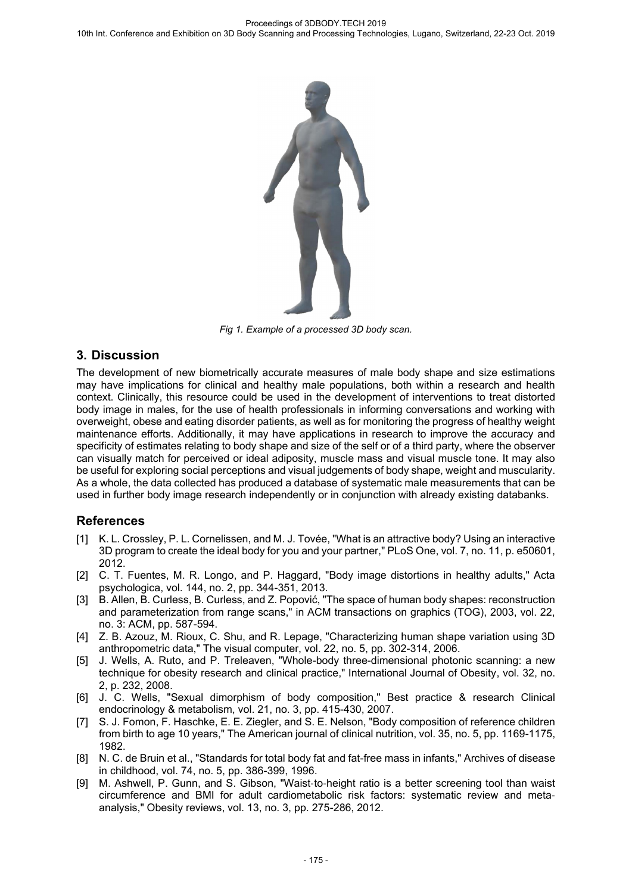*Fig 1. Example of a processed 3D body scan.*

## 3. Discussion

The development of new biometrically accurate measures of male body shape and size estimations may have implications for clinical and healthy male populations, both within a research and health context. Clinically, this resource could be used in the development of interventions to treat distorted body image in males, for the use of health professionals in informing conversations and working with overweight, obese and eating disorder patients, as well as for monitoring the progress of healthy weight maintenance efforts. Additionally, it may have applications in research to improve the accuracy and specificity of estimates relating to body shape and size of the self or of a third party, where the observer can visually match for perceived or ideal adiposity, muscle mass and visual muscle tone. It may also be useful for exploring social perceptions and visual judgements of body shape, weight and muscularity. As a whole, the data collected has produced a database of systematic male measurements that can be used in further body image research independently or in conjunction with already existing databanks.

## References

[1] K. L. Crossley, P. L. Cornelissen, and M. J. Tovée, "What is an attractive body? Using an interactive 3D program to create the ideal body for you and your partner," PLoS One, vol. 7, no. 11, p. e50601, 2012.

[2] C. T. Fuentes, M. R. Longo, and P. Haggard, "Body image distortions in healthy adults," Acta psychologica, vol. 144, no. 2, pp. 344-351, 2013.

[3] B. Allen, B. Curless, B. Curless, and Z. Popović, "The space of human body shapes: reconstruction and parameterization from range scans," in ACM transactions on graphics (TOG), 2003, vol. 22, no. 3: ACM, pp. 587-594.

[4] Z. B. Azouz, M. Rioux, C. Shu, and R. Lepage, "Characterizing human shape variation using 3D anthropometric data," The visual computer, vol. 22, no. 5, pp. 302-314, 2006.

[5] J. Wells, A. Ruto, and P. Treleaven, "Whole-body three-dimensional photonic scanning: a new technique for obesity research and clinical practice," International Journal of Obesity, vol. 32, no. 2, p. 232, 2008.

[6] J. C. Wells, "Sexual dimorphism of body composition," Best practice & research Clinical endocrinology & metabolism, vol. 21, no. 3, pp. 415-430, 2007.

[7] S. J. Fomon, F. Haschke, E. E. Ziegler, and S. E. Nelson, "Body composition of reference children from birth to age 10 years," The American journal of clinical nutrition, vol. 35, no. 5, pp. 1169-1175, 1982.

[8] N. C. de Bruin et al., "Standards for total body fat and fat-free mass in infants," Archives of disease in childhood, vol. 74, no. 5, pp. 386-399, 1996.

[9] M. Ashwell, P. Gunn, and S. Gibson, "Waist-to-height ratio is a better screening tool than waist circumference and BMI for adult cardiometabolic risk factors: systematic review and meta-analysis," Obesity reviews, vol. 13, no. 3, pp. 275-286, 2012.